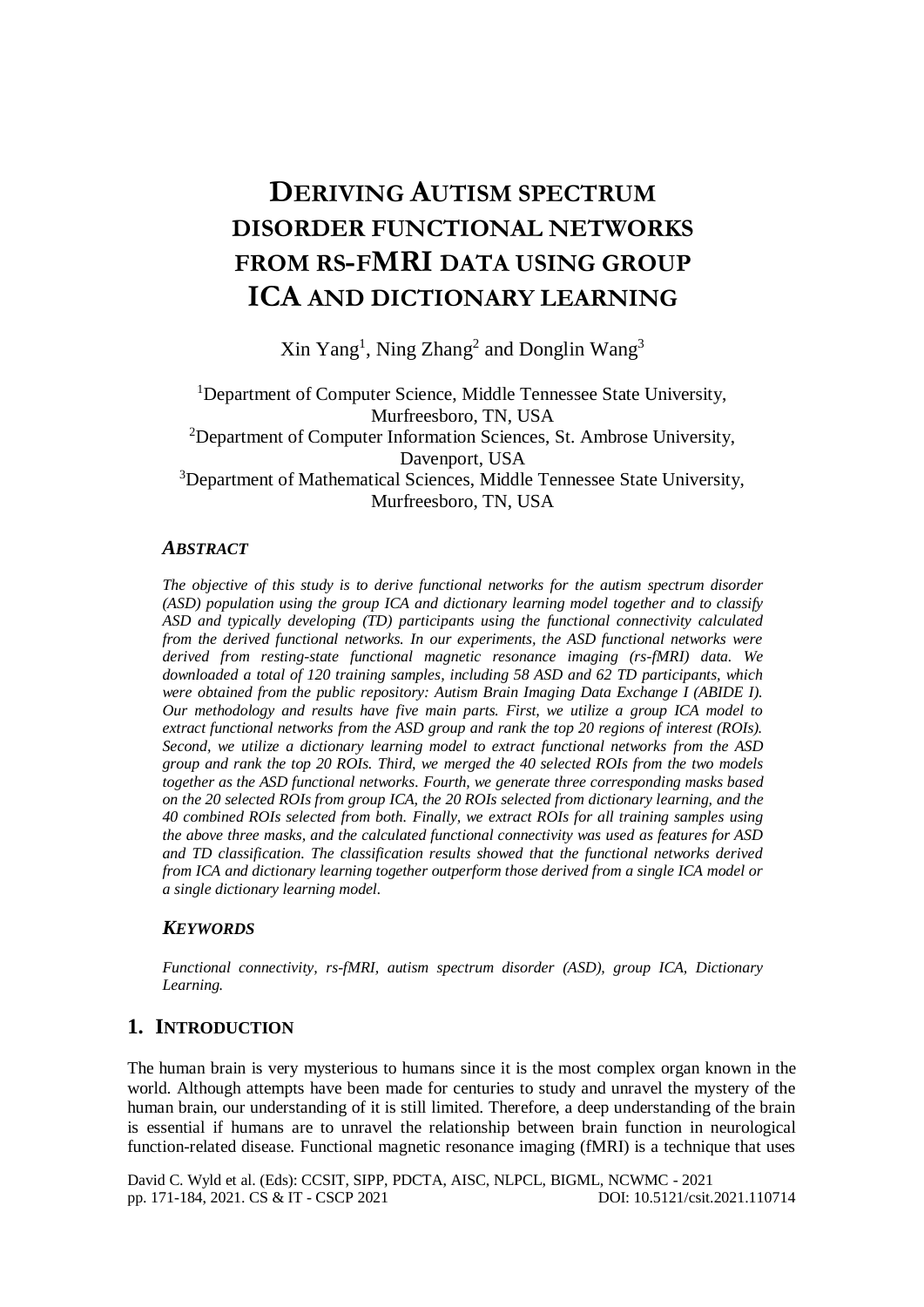# DERIVING AUTISM SPECTRUM DISORDER FUNCTIONAL NETWORKS FROM RS-FMRI DATA USING GROUP ICA AND DICTIONARY LEARNING

Xin Yang[1], Ning Zhang[2] and Donglin Wang[3]

[1]Department of Computer Science, Middle Tennessee State University, Murfreesboro, TN, USA
[2]Department of Computer Information Sciences, St. Ambrose University, Davenport, USA
[3]Department of Mathematical Sciences, Middle Tennessee State University, Murfreesboro, TN, USA

### *ABSTRACT*

*The objective of this study is to derive functional networks for the autism spectrum disorder (ASD) population using the group ICA and dictionary learning model together and to classify ASD and typically developing (TD) participants using the functional connectivity calculated from the derived functional networks. In our experiments, the ASD functional networks were derived from resting-state functional magnetic resonance imaging (rs-fMRI) data. We downloaded a total of 120 training samples, including 58 ASD and 62 TD participants, which were obtained from the public repository: Autism Brain Imaging Data Exchange I (ABIDE I). Our methodology and results have five main parts. First, we utilize a group ICA model to extract functional networks from the ASD group and rank the top 20 regions of interest (ROIs). Second, we utilize a dictionary learning model to extract functional networks from the ASD group and rank the top 20 ROIs. Third, we merged the 40 selected ROIs from the two models together as the ASD functional networks. Fourth, we generate three corresponding masks based on the 20 selected ROIs from group ICA, the 20 ROIs selected from dictionary learning, and the 40 combined ROIs selected from both. Finally, we extract ROIs for all training samples using the above three masks, and the calculated functional connectivity was used as features for ASD and TD classification. The classification results showed that the functional networks derived from ICA and dictionary learning together outperform those derived from a single ICA model or a single dictionary learning model.*

### *KEYWORDS*

*Functional connectivity, rs-fMRI, autism spectrum disorder (ASD), group ICA, Dictionary Learning.*

## 1. INTRODUCTION

The human brain is very mysterious to humans since it is the most complex organ known in the world. Although attempts have been made for centuries to study and unravel the mystery of the human brain, our understanding of it is still limited. Therefore, a deep understanding of the brain is essential if humans are to unravel the relationship between brain function in neurological function-related disease. Functional magnetic resonance imaging (fMRI) is a technique that uses

David C. Wyld et al. (Eds): CCSIT, SIPP, PDCTA, AISC, NLPCL, BIGML, NCWMC - 2021
pp. 171-184, 2021. CS & IT - CSCP 2021 DOI: 10.5121/csit.2021.110714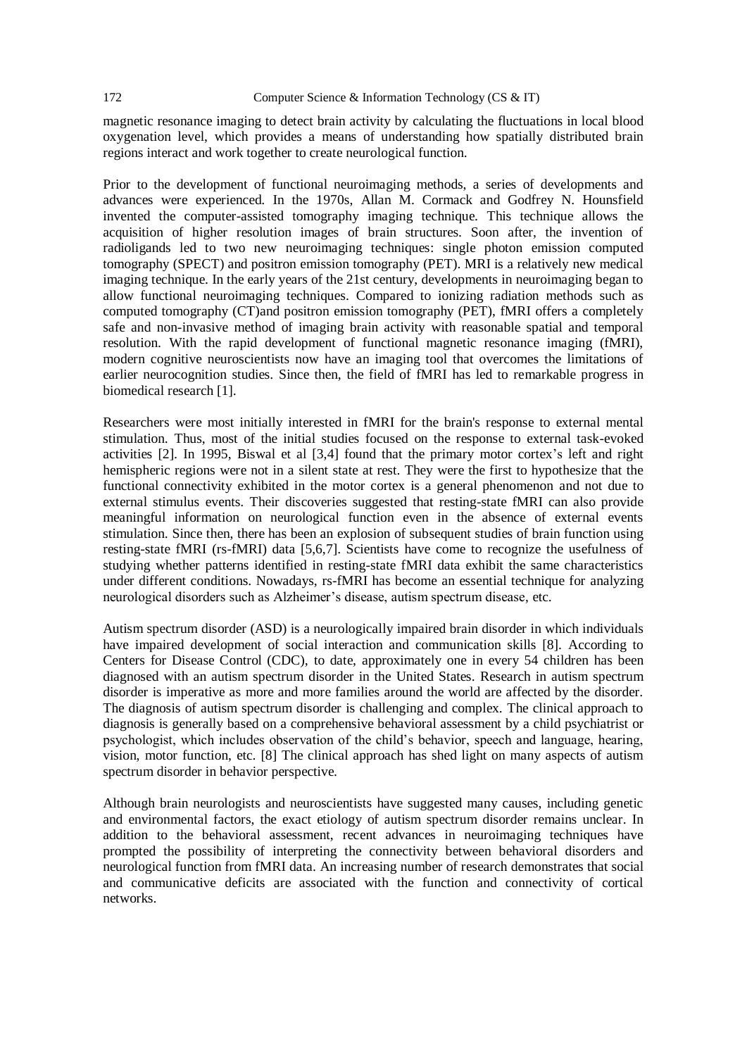magnetic resonance imaging to detect brain activity by calculating the fluctuations in local blood oxygenation level, which provides a means of understanding how spatially distributed brain regions interact and work together to create neurological function.

Prior to the development of functional neuroimaging methods, a series of developments and advances were experienced. In the 1970s, Allan M. Cormack and Godfrey N. Hounsfield invented the computer-assisted tomography imaging technique. This technique allows the acquisition of higher resolution images of brain structures. Soon after, the invention of radioligands led to two new neuroimaging techniques: single photon emission computed tomography (SPECT) and positron emission tomography (PET). MRI is a relatively new medical imaging technique. In the early years of the 21st century, developments in neuroimaging began to allow functional neuroimaging techniques. Compared to ionizing radiation methods such as computed tomography (CT)and positron emission tomography (PET), fMRI offers a completely safe and non-invasive method of imaging brain activity with reasonable spatial and temporal resolution. With the rapid development of functional magnetic resonance imaging (fMRI), modern cognitive neuroscientists now have an imaging tool that overcomes the limitations of earlier neurocognition studies. Since then, the field of fMRI has led to remarkable progress in biomedical research [1].

Researchers were most initially interested in fMRI for the brain's response to external mental stimulation. Thus, most of the initial studies focused on the response to external task-evoked activities [2]. In 1995, Biswal et al [3,4] found that the primary motor cortex's left and right hemispheric regions were not in a silent state at rest. They were the first to hypothesize that the functional connectivity exhibited in the motor cortex is a general phenomenon and not due to external stimulus events. Their discoveries suggested that resting-state fMRI can also provide meaningful information on neurological function even in the absence of external events stimulation. Since then, there has been an explosion of subsequent studies of brain function using resting-state fMRI (rs-fMRI) data [5,6,7]. Scientists have come to recognize the usefulness of studying whether patterns identified in resting-state fMRI data exhibit the same characteristics under different conditions. Nowadays, rs-fMRI has become an essential technique for analyzing neurological disorders such as Alzheimer's disease, autism spectrum disease, etc.

Autism spectrum disorder (ASD) is a neurologically impaired brain disorder in which individuals have impaired development of social interaction and communication skills [8]. According to Centers for Disease Control (CDC), to date, approximately one in every 54 children has been diagnosed with an autism spectrum disorder in the United States. Research in autism spectrum disorder is imperative as more and more families around the world are affected by the disorder. The diagnosis of autism spectrum disorder is challenging and complex. The clinical approach to diagnosis is generally based on a comprehensive behavioral assessment by a child psychiatrist or psychologist, which includes observation of the child's behavior, speech and language, hearing, vision, motor function, etc. [8] The clinical approach has shed light on many aspects of autism spectrum disorder in behavior perspective.

Although brain neurologists and neuroscientists have suggested many causes, including genetic and environmental factors, the exact etiology of autism spectrum disorder remains unclear. In addition to the behavioral assessment, recent advances in neuroimaging techniques have prompted the possibility of interpreting the connectivity between behavioral disorders and neurological function from fMRI data. An increasing number of research demonstrates that social and communicative deficits are associated with the function and connectivity of cortical networks.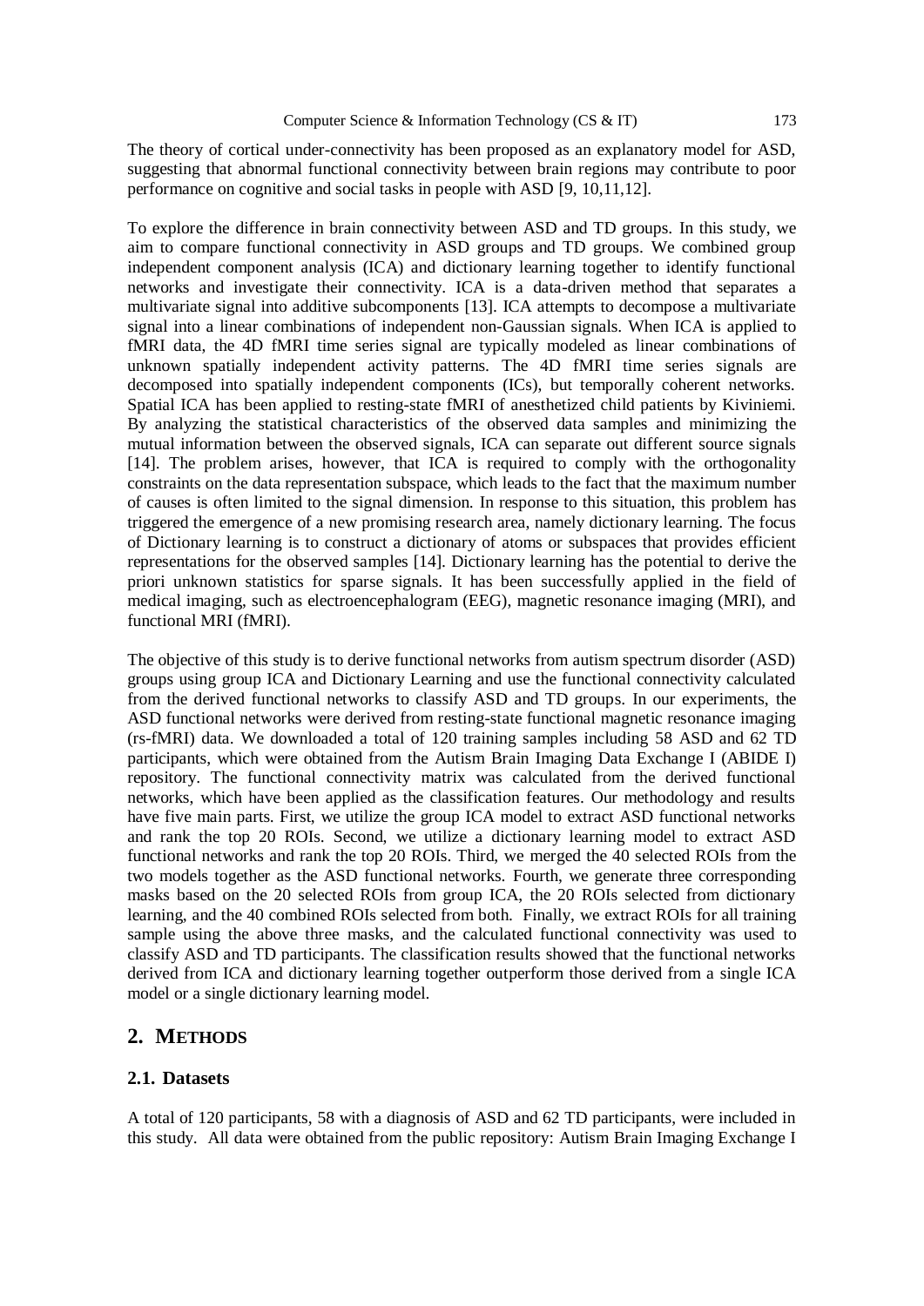The theory of cortical under-connectivity has been proposed as an explanatory model for ASD, suggesting that abnormal functional connectivity between brain regions may contribute to poor performance on cognitive and social tasks in people with ASD [9, 10,11,12].

To explore the difference in brain connectivity between ASD and TD groups. In this study, we aim to compare functional connectivity in ASD groups and TD groups. We combined group independent component analysis (ICA) and dictionary learning together to identify functional networks and investigate their connectivity. ICA is a data-driven method that separates a multivariate signal into additive subcomponents [13]. ICA attempts to decompose a multivariate signal into a linear combinations of independent non-Gaussian signals. When ICA is applied to fMRI data, the 4D fMRI time series signal are typically modeled as linear combinations of unknown spatially independent activity patterns. The 4D fMRI time series signals are decomposed into spatially independent components (ICs), but temporally coherent networks. Spatial ICA has been applied to resting-state fMRI of anesthetized child patients by Kiviniemi. By analyzing the statistical characteristics of the observed data samples and minimizing the mutual information between the observed signals, ICA can separate out different source signals [14]. The problem arises, however, that ICA is required to comply with the orthogonality constraints on the data representation subspace, which leads to the fact that the maximum number of causes is often limited to the signal dimension. In response to this situation, this problem has triggered the emergence of a new promising research area, namely dictionary learning. The focus of Dictionary learning is to construct a dictionary of atoms or subspaces that provides efficient representations for the observed samples [14]. Dictionary learning has the potential to derive the priori unknown statistics for sparse signals. It has been successfully applied in the field of medical imaging, such as electroencephalogram (EEG), magnetic resonance imaging (MRI), and functional MRI (fMRI).

The objective of this study is to derive functional networks from autism spectrum disorder (ASD) groups using group ICA and Dictionary Learning and use the functional connectivity calculated from the derived functional networks to classify ASD and TD groups. In our experiments, the ASD functional networks were derived from resting-state functional magnetic resonance imaging (rs-fMRI) data. We downloaded a total of 120 training samples including 58 ASD and 62 TD participants, which were obtained from the Autism Brain Imaging Data Exchange I (ABIDE I) repository. The functional connectivity matrix was calculated from the derived functional networks, which have been applied as the classification features. Our methodology and results have five main parts. First, we utilize the group ICA model to extract ASD functional networks and rank the top 20 ROIs. Second, we utilize a dictionary learning model to extract ASD functional networks and rank the top 20 ROIs. Third, we merged the 40 selected ROIs from the two models together as the ASD functional networks. Fourth, we generate three corresponding masks based on the 20 selected ROIs from group ICA, the 20 ROIs selected from dictionary learning, and the 40 combined ROIs selected from both. Finally, we extract ROIs for all training sample using the above three masks, and the calculated functional connectivity was used to classify ASD and TD participants. The classification results showed that the functional networks derived from ICA and dictionary learning together outperform those derived from a single ICA model or a single dictionary learning model.

## 2. METHODS

### 2.1. Datasets

A total of 120 participants, 58 with a diagnosis of ASD and 62 TD participants, were included in this study. All data were obtained from the public repository: Autism Brain Imaging Exchange I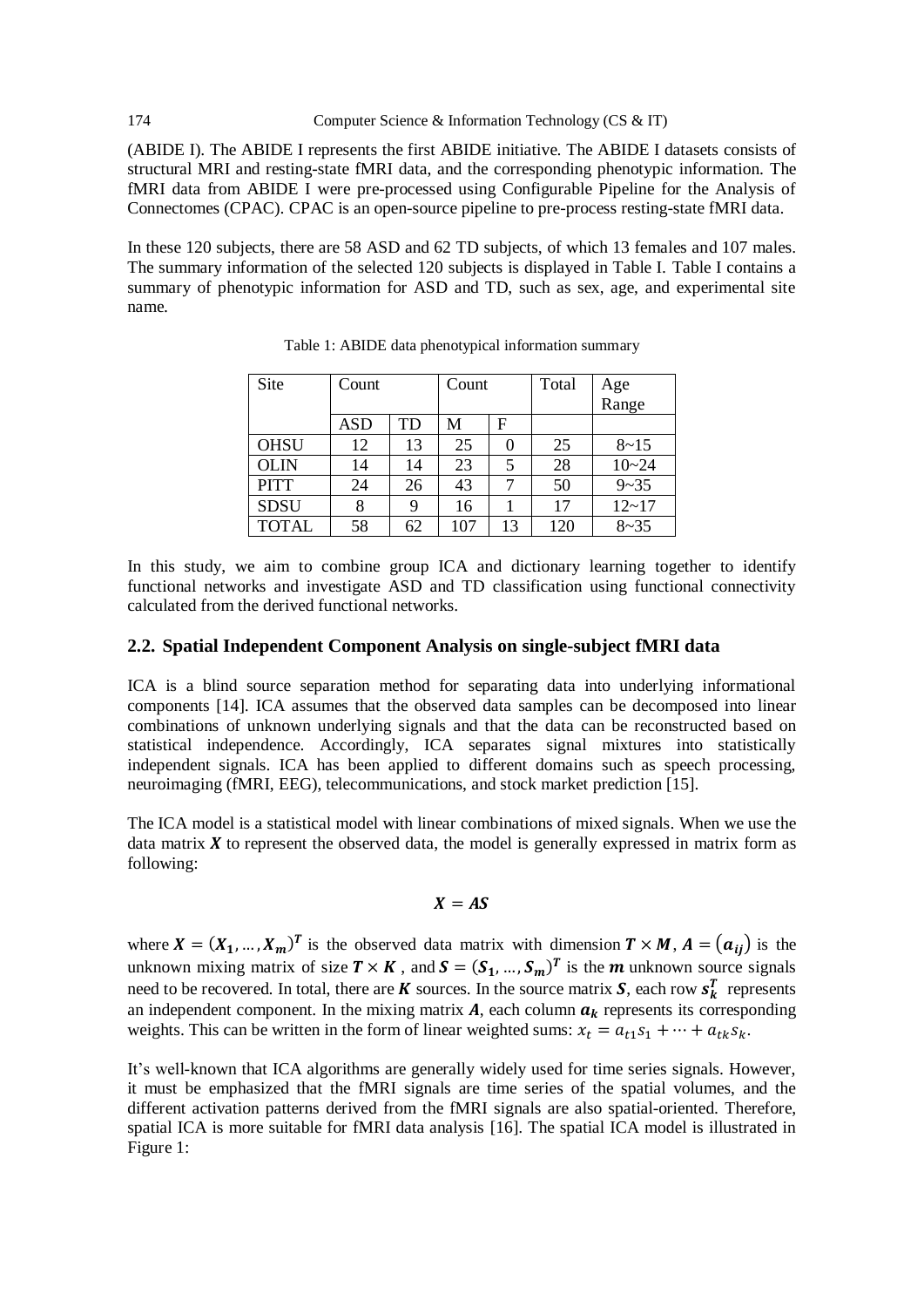(ABIDE I). The ABIDE I represents the first ABIDE initiative. The ABIDE I datasets consists of structural MRI and resting-state fMRI data, and the corresponding phenotypic information. The fMRI data from ABIDE I were pre-processed using Configurable Pipeline for the Analysis of Connectomes (CPAC). CPAC is an open-source pipeline to pre-process resting-state fMRI data.

In these 120 subjects, there are 58 ASD and 62 TD subjects, of which 13 females and 107 males. The summary information of the selected 120 subjects is displayed in Table I. Table I contains a summary of phenotypic information for ASD and TD, such as sex, age, and experimental site name.

Table 1: ABIDE data phenotypical information summary

| Site | Count | | Count | | Total | Age Range |
|---|---|---|---|---|---|---|
| | ASD | TD | M | F | | |
| OHSU | 12 | 13 | 25 | 0 | 25 | 8~15 |
| OLIN | 14 | 14 | 23 | 5 | 28 | 10~24 |
| PITT | 24 | 26 | 43 | 7 | 50 | 9~35 |
| SDSU | 8 | 9 | 16 | 1 | 17 | 12~17 |
| TOTAL | 58 | 62 | 107 | 13 | 120 | 8~35 |

In this study, we aim to combine group ICA and dictionary learning together to identify functional networks and investigate ASD and TD classification using functional connectivity calculated from the derived functional networks.

## 2.2. Spatial Independent Component Analysis on single-subject fMRI data

ICA is a blind source separation method for separating data into underlying informational components [14]. ICA assumes that the observed data samples can be decomposed into linear combinations of unknown underlying signals and that the data can be reconstructed based on statistical independence. Accordingly, ICA separates signal mixtures into statistically independent signals. ICA has been applied to different domains such as speech processing, neuroimaging (fMRI, EEG), telecommunications, and stock market prediction [15].

The ICA model is a statistical model with linear combinations of mixed signals. When we use the data matrix $\boldsymbol{X}$ to represent the observed data, the model is generally expressed in matrix form as following:

$$\boldsymbol{X} = \boldsymbol{AS}$$

where $\boldsymbol{X} = (\boldsymbol{X_1}, \ldots, \boldsymbol{X_m})^{\boldsymbol{T}}$ is the observed data matrix with dimension $\boldsymbol{T} \times \boldsymbol{M}$, $\boldsymbol{A} = (\boldsymbol{a_{ij}})$ is the unknown mixing matrix of size $\boldsymbol{T} \times \boldsymbol{K}$ , and $\boldsymbol{S} = (\boldsymbol{S_1}, \ldots, \boldsymbol{S_m})^{\boldsymbol{T}}$ is the $\boldsymbol{m}$ unknown source signals need to be recovered. In total, there are $\boldsymbol{K}$ sources. In the source matrix $\boldsymbol{S}$, each row $\boldsymbol{s_k^T}$ represents an independent component. In the mixing matrix $\boldsymbol{A}$, each column $\boldsymbol{a_k}$ represents its corresponding weights. This can be written in the form of linear weighted sums: $x_t = a_{t1}s_1 + \cdots + a_{tk}s_k$.

It's well-known that ICA algorithms are generally widely used for time series signals. However, it must be emphasized that the fMRI signals are time series of the spatial volumes, and the different activation patterns derived from the fMRI signals are also spatial-oriented. Therefore, spatial ICA is more suitable for fMRI data analysis [16]. The spatial ICA model is illustrated in Figure 1: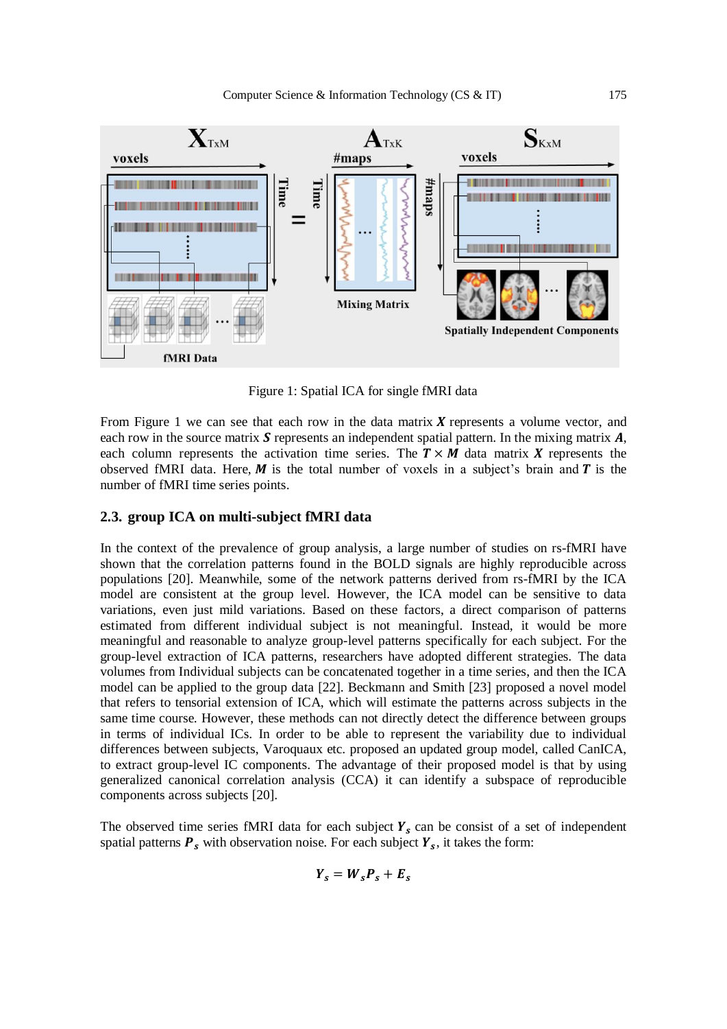Figure 1: Spatial ICA for single fMRI data

From Figure 1 we can see that each row in the data matrix $\boldsymbol{X}$ represents a volume vector, and each row in the source matrix $\boldsymbol{S}$ represents an independent spatial pattern. In the mixing matrix $\boldsymbol{A}$, each column represents the activation time series. The $\boldsymbol{T} \times \boldsymbol{M}$ data matrix $\boldsymbol{X}$ represents the observed fMRI data. Here, $\boldsymbol{M}$ is the total number of voxels in a subject's brain and $\boldsymbol{T}$ is the number of fMRI time series points.

### 2.3. group ICA on multi-subject fMRI data

In the context of the prevalence of group analysis, a large number of studies on rs-fMRI have shown that the correlation patterns found in the BOLD signals are highly reproducible across populations [20]. Meanwhile, some of the network patterns derived from rs-fMRI by the ICA model are consistent at the group level. However, the ICA model can be sensitive to data variations, even just mild variations. Based on these factors, a direct comparison of patterns estimated from different individual subject is not meaningful. Instead, it would be more meaningful and reasonable to analyze group-level patterns specifically for each subject. For the group-level extraction of ICA patterns, researchers have adopted different strategies. The data volumes from Individual subjects can be concatenated together in a time series, and then the ICA model can be applied to the group data [22]. Beckmann and Smith [23] proposed a novel model that refers to tensorial extension of ICA, which will estimate the patterns across subjects in the same time course. However, these methods can not directly detect the difference between groups in terms of individual ICs. In order to be able to represent the variability due to individual differences between subjects, Varoquaux etc. proposed an updated group model, called CanICA, to extract group-level IC components. The advantage of their proposed model is that by using generalized canonical correlation analysis (CCA) it can identify a subspace of reproducible components across subjects [20].

The observed time series fMRI data for each subject $\boldsymbol{Y}_s$ can be consist of a set of independent spatial patterns $\boldsymbol{P}_s$ with observation noise. For each subject $\boldsymbol{Y}_s$, it takes the form:

$$\boldsymbol{Y}_s = \boldsymbol{W}_s \boldsymbol{P}_s + \boldsymbol{E}_s$$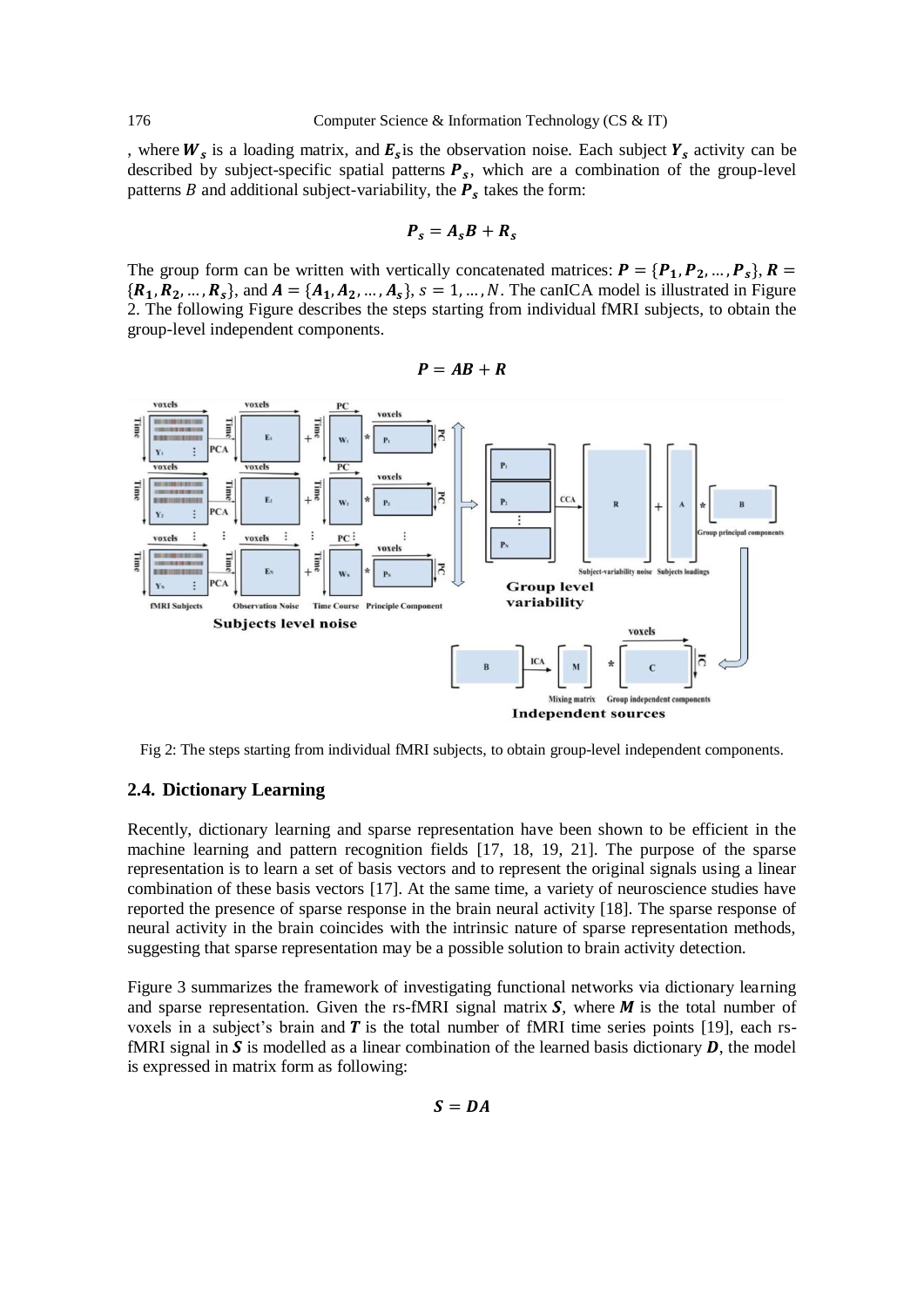, where $\boldsymbol{W_s}$ is a loading matrix, and $\boldsymbol{E_s}$ is the observation noise. Each subject $\boldsymbol{Y_s}$ activity can be described by subject-specific spatial patterns $\boldsymbol{P_s}$, which are a combination of the group-level patterns $B$ and additional subject-variability, the $\boldsymbol{P_s}$ takes the form:

$$\boldsymbol{P_s = A_s B + R_s}$$

The group form can be written with vertically concatenated matrices: $\boldsymbol{P} = \{\boldsymbol{P_1}, \boldsymbol{P_2}, \dots, \boldsymbol{P_s}\}$, $\boldsymbol{R} = \{\boldsymbol{R_1}, \boldsymbol{R_2}, \dots, \boldsymbol{R_s}\}$, and $\boldsymbol{A} = \{\boldsymbol{A_1}, \boldsymbol{A_2}, \dots, \boldsymbol{A_s}\}$, $s = 1, \dots, N$. The canICA model is illustrated in Figure 2. The following Figure describes the steps starting from individual fMRI subjects, to obtain the group-level independent components.

$$\boldsymbol{P = AB + R}$$

Fig 2: The steps starting from individual fMRI subjects, to obtain group-level independent components.

### 2.4. Dictionary Learning

Recently, dictionary learning and sparse representation have been shown to be efficient in the machine learning and pattern recognition fields [17, 18, 19, 21]. The purpose of the sparse representation is to learn a set of basis vectors and to represent the original signals using a linear combination of these basis vectors [17]. At the same time, a variety of neuroscience studies have reported the presence of sparse response in the brain neural activity [18]. The sparse response of neural activity in the brain coincides with the intrinsic nature of sparse representation methods, suggesting that sparse representation may be a possible solution to brain activity detection.

Figure 3 summarizes the framework of investigating functional networks via dictionary learning and sparse representation. Given the rs-fMRI signal matrix $\boldsymbol{S}$, where $\boldsymbol{M}$ is the total number of voxels in a subject's brain and $\boldsymbol{T}$ is the total number of fMRI time series points [19], each rs-fMRI signal in $\boldsymbol{S}$ is modelled as a linear combination of the learned basis dictionary $\boldsymbol{D}$, the model is expressed in matrix form as following:

$$\boldsymbol{S = DA}$$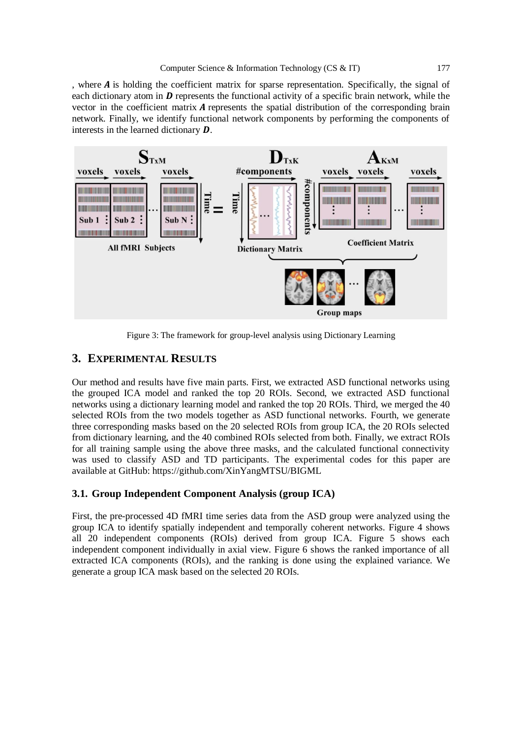, where $\boldsymbol{A}$ is holding the coefficient matrix for sparse representation. Specifically, the signal of each dictionary atom in $\boldsymbol{D}$ represents the functional activity of a specific brain network, while the vector in the coefficient matrix $\boldsymbol{A}$ represents the spatial distribution of the corresponding brain network. Finally, we identify functional network components by performing the components of interests in the learned dictionary $\boldsymbol{D}$.

Figure 3: The framework for group-level analysis using Dictionary Learning

## 3. EXPERIMENTAL RESULTS

Our method and results have five main parts. First, we extracted ASD functional networks using the grouped ICA model and ranked the top 20 ROIs. Second, we extracted ASD functional networks using a dictionary learning model and ranked the top 20 ROIs. Third, we merged the 40 selected ROIs from the two models together as ASD functional networks. Fourth, we generate three corresponding masks based on the 20 selected ROIs from group ICA, the 20 ROIs selected from dictionary learning, and the 40 combined ROIs selected from both. Finally, we extract ROIs for all training sample using the above three masks, and the calculated functional connectivity was used to classify ASD and TD participants. The experimental codes for this paper are available at GitHub: https://github.com/XinYangMTSU/BIGML

### 3.1. Group Independent Component Analysis (group ICA)

First, the pre-processed 4D fMRI time series data from the ASD group were analyzed using the group ICA to identify spatially independent and temporally coherent networks. Figure 4 shows all 20 independent components (ROIs) derived from group ICA. Figure 5 shows each independent component individually in axial view. Figure 6 shows the ranked importance of all extracted ICA components (ROIs), and the ranking is done using the explained variance. We generate a group ICA mask based on the selected 20 ROIs.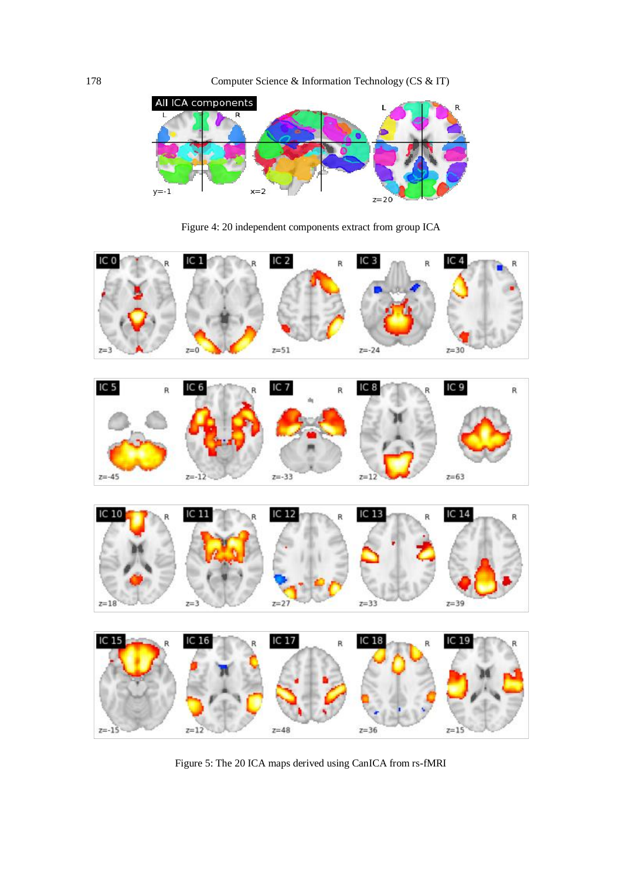Figure 4: 20 independent components extract from group ICA

Figure 5: The 20 ICA maps derived using CanICA from rs-fMRI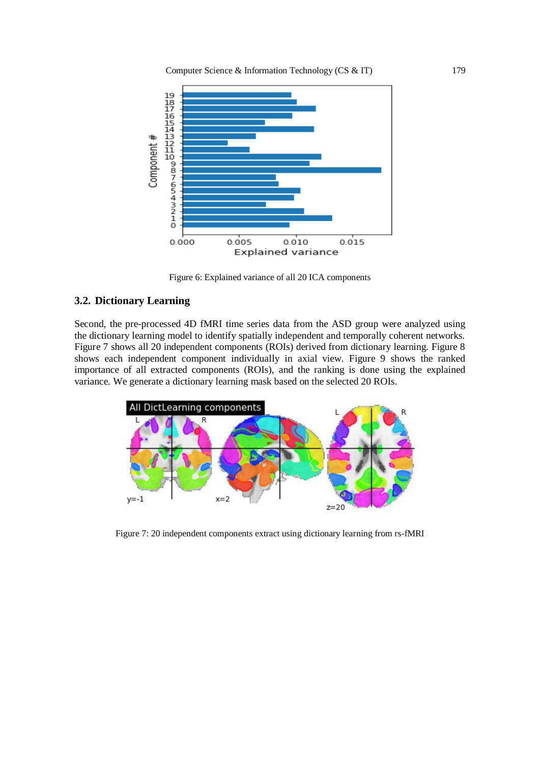Figure 6: Explained variance of all 20 ICA components

### 3.2. Dictionary Learning

Second, the pre-processed 4D fMRI time series data from the ASD group were analyzed using the dictionary learning model to identify spatially independent and temporally coherent networks. Figure 7 shows all 20 independent components (ROIs) derived from dictionary learning. Figure 8 shows each independent component individually in axial view. Figure 9 shows the ranked importance of all extracted components (ROIs), and the ranking is done using the explained variance. We generate a dictionary learning mask based on the selected 20 ROIs.

Figure 7: 20 independent components extract using dictionary learning from rs-fMRI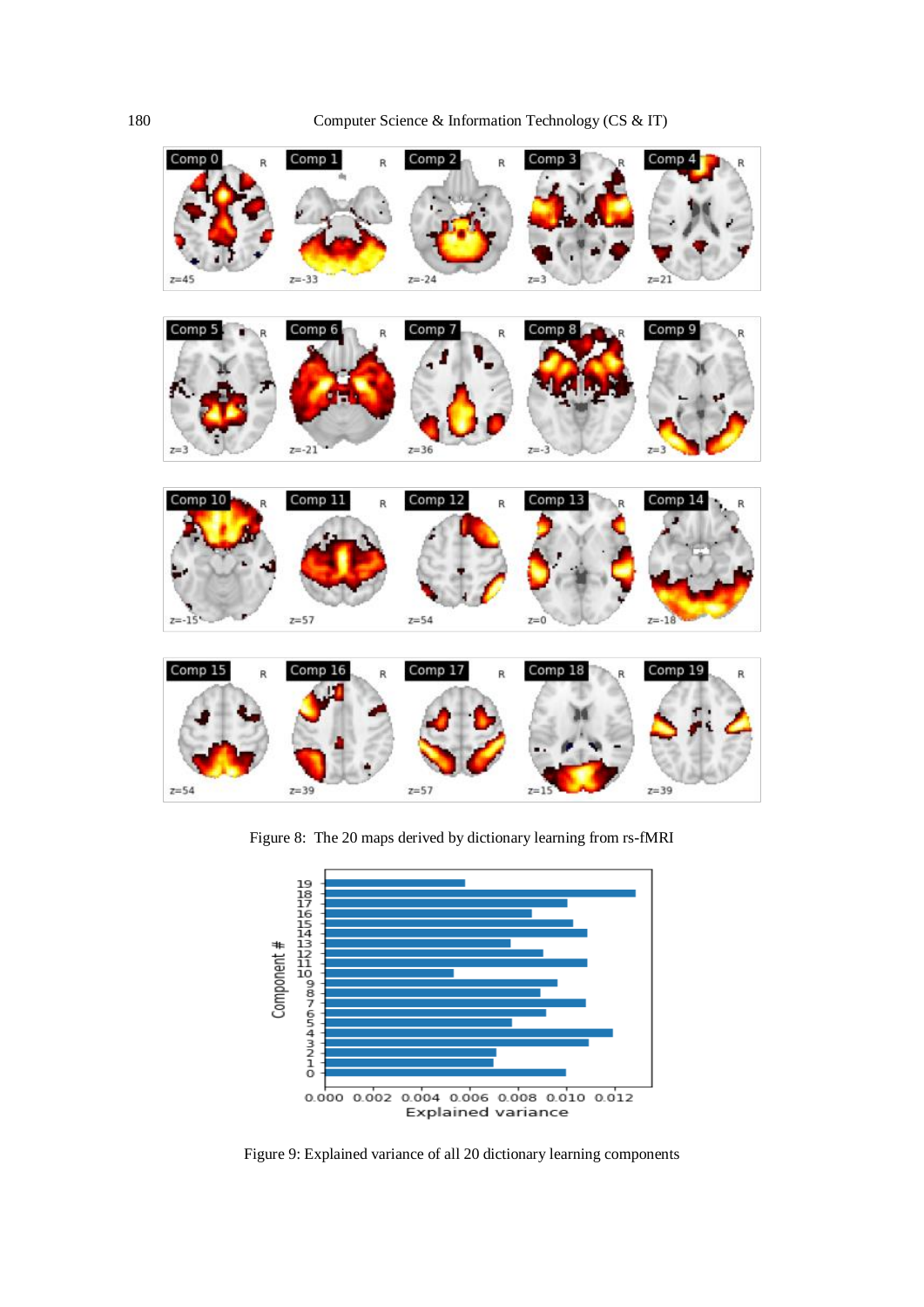Figure 8: The 20 maps derived by dictionary learning from rs-fMRI

Figure 9: Explained variance of all 20 dictionary learning components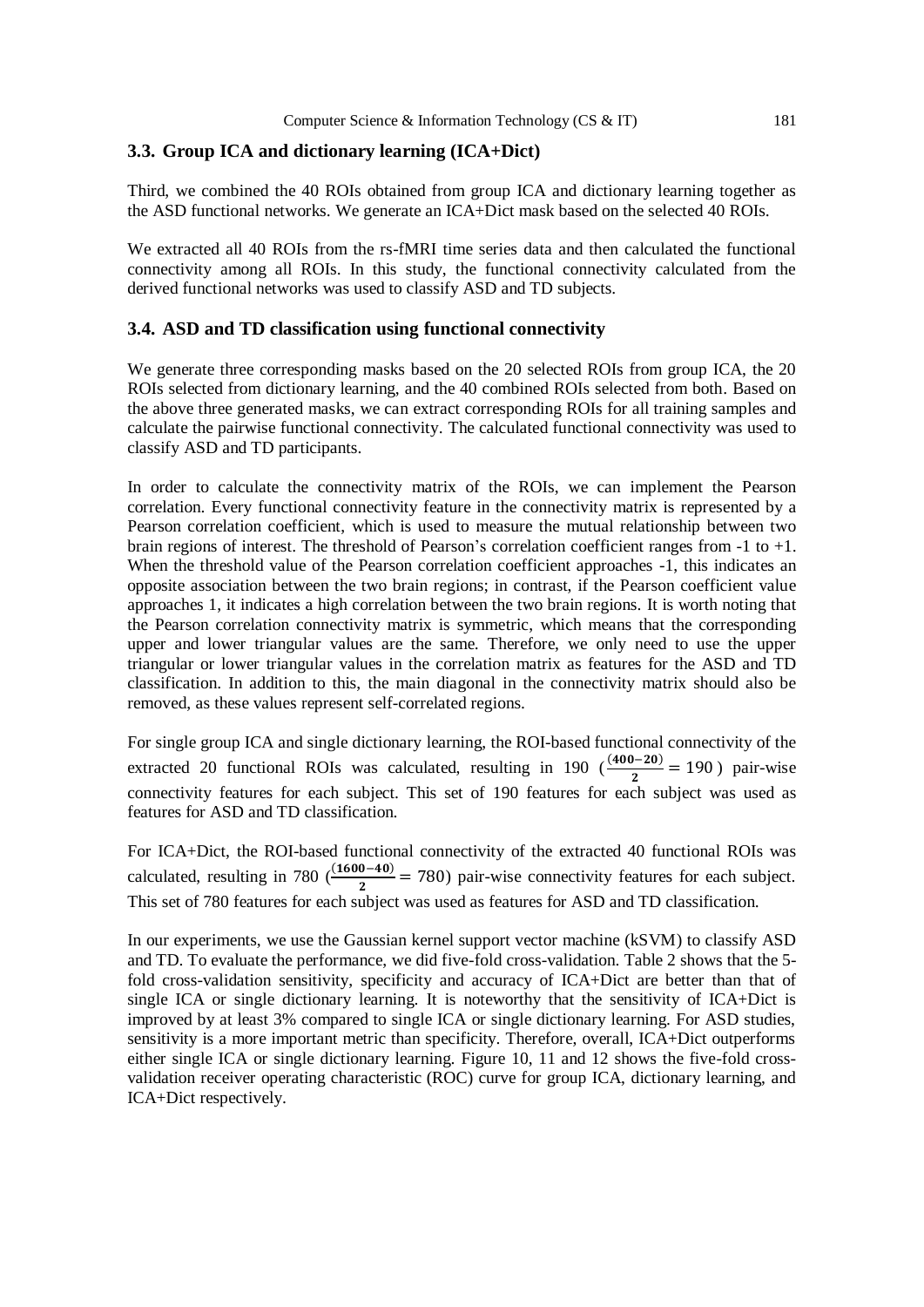### 3.3. Group ICA and dictionary learning (ICA+Dict)

Third, we combined the 40 ROIs obtained from group ICA and dictionary learning together as the ASD functional networks. We generate an ICA+Dict mask based on the selected 40 ROIs.

We extracted all 40 ROIs from the rs-fMRI time series data and then calculated the functional connectivity among all ROIs. In this study, the functional connectivity calculated from the derived functional networks was used to classify ASD and TD subjects.

### 3.4. ASD and TD classification using functional connectivity

We generate three corresponding masks based on the 20 selected ROIs from group ICA, the 20 ROIs selected from dictionary learning, and the 40 combined ROIs selected from both. Based on the above three generated masks, we can extract corresponding ROIs for all training samples and calculate the pairwise functional connectivity. The calculated functional connectivity was used to classify ASD and TD participants.

In order to calculate the connectivity matrix of the ROIs, we can implement the Pearson correlation. Every functional connectivity feature in the connectivity matrix is represented by a Pearson correlation coefficient, which is used to measure the mutual relationship between two brain regions of interest. The threshold of Pearson's correlation coefficient ranges from -1 to +1. When the threshold value of the Pearson correlation coefficient approaches -1, this indicates an opposite association between the two brain regions; in contrast, if the Pearson coefficient value approaches 1, it indicates a high correlation between the two brain regions. It is worth noting that the Pearson correlation connectivity matrix is symmetric, which means that the corresponding upper and lower triangular values are the same. Therefore, we only need to use the upper triangular or lower triangular values in the correlation matrix as features for the ASD and TD classification. In addition to this, the main diagonal in the connectivity matrix should also be removed, as these values represent self-correlated regions.

For single group ICA and single dictionary learning, the ROI-based functional connectivity of the extracted 20 functional ROIs was calculated, resulting in 190 ($\frac{(400-20)}{2} = 190$) pair-wise connectivity features for each subject. This set of 190 features for each subject was used as features for ASD and TD classification.

For ICA+Dict, the ROI-based functional connectivity of the extracted 40 functional ROIs was calculated, resulting in 780 ($\frac{(1600-40)}{2} = 780$) pair-wise connectivity features for each subject. This set of 780 features for each subject was used as features for ASD and TD classification.

In our experiments, we use the Gaussian kernel support vector machine (kSVM) to classify ASD and TD. To evaluate the performance, we did five-fold cross-validation. Table 2 shows that the 5-fold cross-validation sensitivity, specificity and accuracy of ICA+Dict are better than that of single ICA or single dictionary learning. It is noteworthy that the sensitivity of ICA+Dict is improved by at least 3% compared to single ICA or single dictionary learning. For ASD studies, sensitivity is a more important metric than specificity. Therefore, overall, ICA+Dict outperforms either single ICA or single dictionary learning. Figure 10, 11 and 12 shows the five-fold cross-validation receiver operating characteristic (ROC) curve for group ICA, dictionary learning, and ICA+Dict respectively.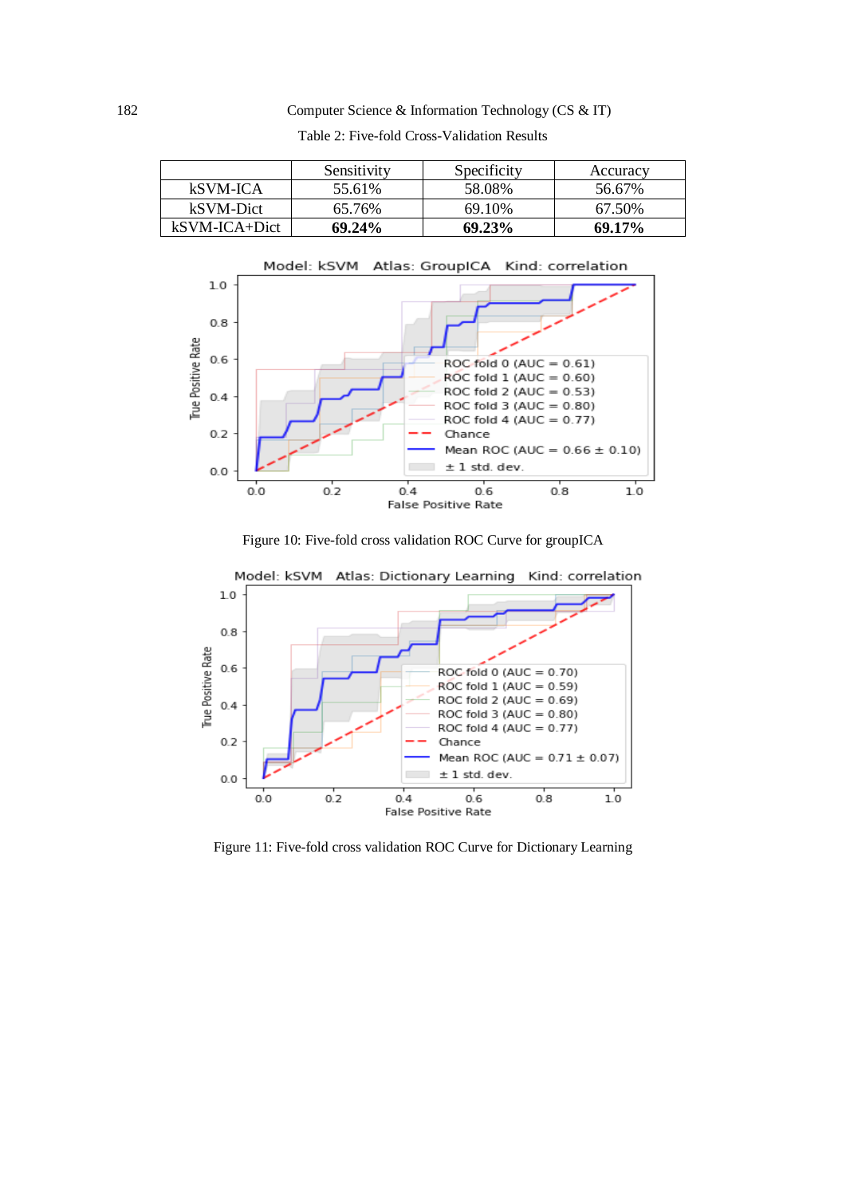Table 2: Five-fold Cross-Validation Results

| | Sensitivity | Specificity | Accuracy |
|---|---|---|---|
| kSVM-ICA | 55.61% | 58.08% | 56.67% |
| kSVM-Dict | 65.76% | 69.10% | 67.50% |
| kSVM-ICA+Dict | **69.24%** | **69.23%** | **69.17%** |

Figure 10: Five-fold cross validation ROC Curve for groupICA

Figure 11: Five-fold cross validation ROC Curve for Dictionary Learning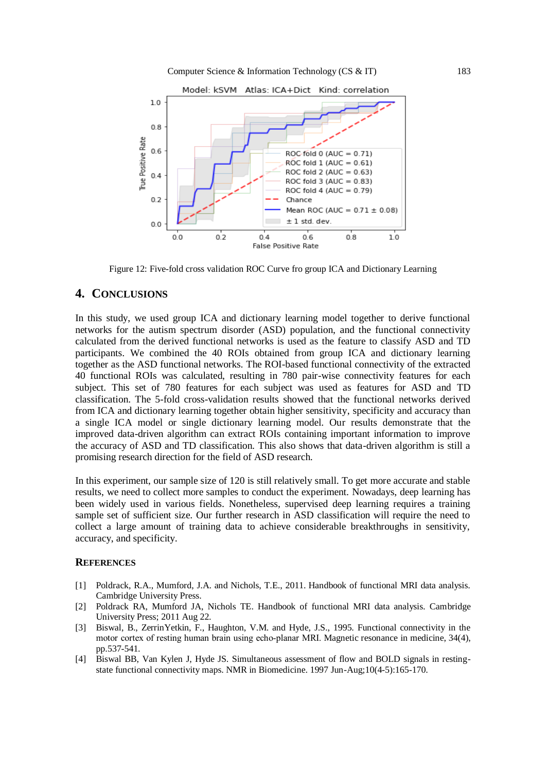Figure 12: Five-fold cross validation ROC Curve fro group ICA and Dictionary Learning

## 4. CONCLUSIONS

In this study, we used group ICA and dictionary learning model together to derive functional networks for the autism spectrum disorder (ASD) population, and the functional connectivity calculated from the derived functional networks is used as the feature to classify ASD and TD participants. We combined the 40 ROIs obtained from group ICA and dictionary learning together as the ASD functional networks. The ROI-based functional connectivity of the extracted 40 functional ROIs was calculated, resulting in 780 pair-wise connectivity features for each subject. This set of 780 features for each subject was used as features for ASD and TD classification. The 5-fold cross-validation results showed that the functional networks derived from ICA and dictionary learning together obtain higher sensitivity, specificity and accuracy than a single ICA model or single dictionary learning model. Our results demonstrate that the improved data-driven algorithm can extract ROIs containing important information to improve the accuracy of ASD and TD classification. This also shows that data-driven algorithm is still a promising research direction for the field of ASD research.

In this experiment, our sample size of 120 is still relatively small. To get more accurate and stable results, we need to collect more samples to conduct the experiment. Nowadays, deep learning has been widely used in various fields. Nonetheless, supervised deep learning requires a training sample set of sufficient size. Our further research in ASD classification will require the need to collect a large amount of training data to achieve considerable breakthroughs in sensitivity, accuracy, and specificity.

## REFERENCES

[1] Poldrack, R.A., Mumford, J.A. and Nichols, T.E., 2011. Handbook of functional MRI data analysis. Cambridge University Press.

[2] Poldrack RA, Mumford JA, Nichols TE. Handbook of functional MRI data analysis. Cambridge University Press; 2011 Aug 22.

[3] Biswal, B., ZerrinYetkin, F., Haughton, V.M. and Hyde, J.S., 1995. Functional connectivity in the motor cortex of resting human brain using echo-planar MRI. Magnetic resonance in medicine, 34(4), pp.537-541.

[4] Biswal BB, Van Kylen J, Hyde JS. Simultaneous assessment of flow and BOLD signals in resting-state functional connectivity maps. NMR in Biomedicine. 1997 Jun-Aug;10(4-5):165-170.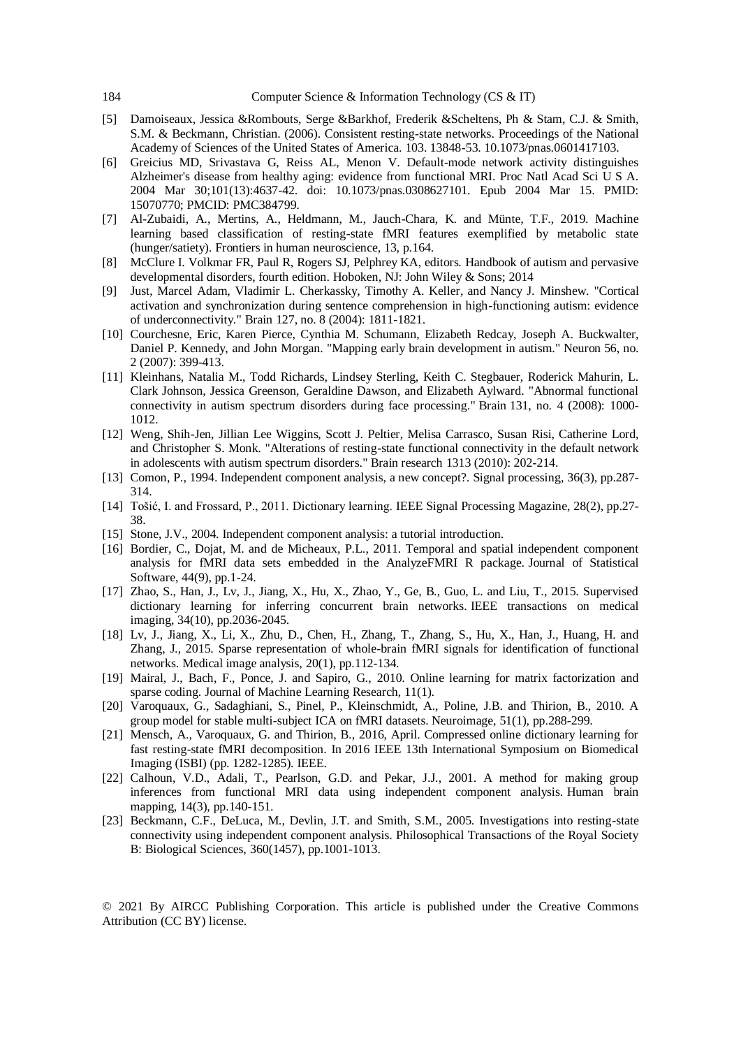[5] Damoiseaux, Jessica &Rombouts, Serge &Barkhof, Frederik &Scheltens, Ph & Stam, C.J. & Smith, S.M. & Beckmann, Christian. (2006). Consistent resting-state networks. Proceedings of the National Academy of Sciences of the United States of America. 103. 13848-53. 10.1073/pnas.0601417103.

[6] Greicius MD, Srivastava G, Reiss AL, Menon V. Default-mode network activity distinguishes Alzheimer's disease from healthy aging: evidence from functional MRI. Proc Natl Acad Sci U S A. 2004 Mar 30;101(13):4637-42. doi: 10.1073/pnas.0308627101. Epub 2004 Mar 15. PMID: 15070770; PMCID: PMC384799.

[7] Al-Zubaidi, A., Mertins, A., Heldmann, M., Jauch-Chara, K. and Münte, T.F., 2019. Machine learning based classification of resting-state fMRI features exemplified by metabolic state (hunger/satiety). Frontiers in human neuroscience, 13, p.164.

[8] McClure I. Volkmar FR, Paul R, Rogers SJ, Pelphrey KA, editors. Handbook of autism and pervasive developmental disorders, fourth edition. Hoboken, NJ: John Wiley & Sons; 2014

[9] Just, Marcel Adam, Vladimir L. Cherkassky, Timothy A. Keller, and Nancy J. Minshew. "Cortical activation and synchronization during sentence comprehension in high-functioning autism: evidence of underconnectivity." Brain 127, no. 8 (2004): 1811-1821.

[10] Courchesne, Eric, Karen Pierce, Cynthia M. Schumann, Elizabeth Redcay, Joseph A. Buckwalter, Daniel P. Kennedy, and John Morgan. "Mapping early brain development in autism." Neuron 56, no. 2 (2007): 399-413.

[11] Kleinhans, Natalia M., Todd Richards, Lindsey Sterling, Keith C. Stegbauer, Roderick Mahurin, L. Clark Johnson, Jessica Greenson, Geraldine Dawson, and Elizabeth Aylward. "Abnormal functional connectivity in autism spectrum disorders during face processing." Brain 131, no. 4 (2008): 1000-1012.

[12] Weng, Shih-Jen, Jillian Lee Wiggins, Scott J. Peltier, Melisa Carrasco, Susan Risi, Catherine Lord, and Christopher S. Monk. "Alterations of resting-state functional connectivity in the default network in adolescents with autism spectrum disorders." Brain research 1313 (2010): 202-214.

[13] Comon, P., 1994. Independent component analysis, a new concept?. Signal processing, 36(3), pp.287-314.

[14] Tošić, I. and Frossard, P., 2011. Dictionary learning. IEEE Signal Processing Magazine, 28(2), pp.27-38.

[15] Stone, J.V., 2004. Independent component analysis: a tutorial introduction.

[16] Bordier, C., Dojat, M. and de Micheaux, P.L., 2011. Temporal and spatial independent component analysis for fMRI data sets embedded in the AnalyzeFMRI R package. Journal of Statistical Software, 44(9), pp.1-24.

[17] Zhao, S., Han, J., Lv, J., Jiang, X., Hu, X., Zhao, Y., Ge, B., Guo, L. and Liu, T., 2015. Supervised dictionary learning for inferring concurrent brain networks. IEEE transactions on medical imaging, 34(10), pp.2036-2045.

[18] Lv, J., Jiang, X., Li, X., Zhu, D., Chen, H., Zhang, T., Zhang, S., Hu, X., Han, J., Huang, H. and Zhang, J., 2015. Sparse representation of whole-brain fMRI signals for identification of functional networks. Medical image analysis, 20(1), pp.112-134.

[19] Mairal, J., Bach, F., Ponce, J. and Sapiro, G., 2010. Online learning for matrix factorization and sparse coding. Journal of Machine Learning Research, 11(1).

[20] Varoquaux, G., Sadaghiani, S., Pinel, P., Kleinschmidt, A., Poline, J.B. and Thirion, B., 2010. A group model for stable multi-subject ICA on fMRI datasets. Neuroimage, 51(1), pp.288-299.

[21] Mensch, A., Varoquaux, G. and Thirion, B., 2016, April. Compressed online dictionary learning for fast resting-state fMRI decomposition. In 2016 IEEE 13th International Symposium on Biomedical Imaging (ISBI) (pp. 1282-1285). IEEE.

[22] Calhoun, V.D., Adali, T., Pearlson, G.D. and Pekar, J.J., 2001. A method for making group inferences from functional MRI data using independent component analysis. Human brain mapping, 14(3), pp.140-151.

[23] Beckmann, C.F., DeLuca, M., Devlin, J.T. and Smith, S.M., 2005. Investigations into resting-state connectivity using independent component analysis. Philosophical Transactions of the Royal Society B: Biological Sciences, 360(1457), pp.1001-1013.

© 2021 By AIRCC Publishing Corporation. This article is published under the Creative Commons Attribution (CC BY) license.